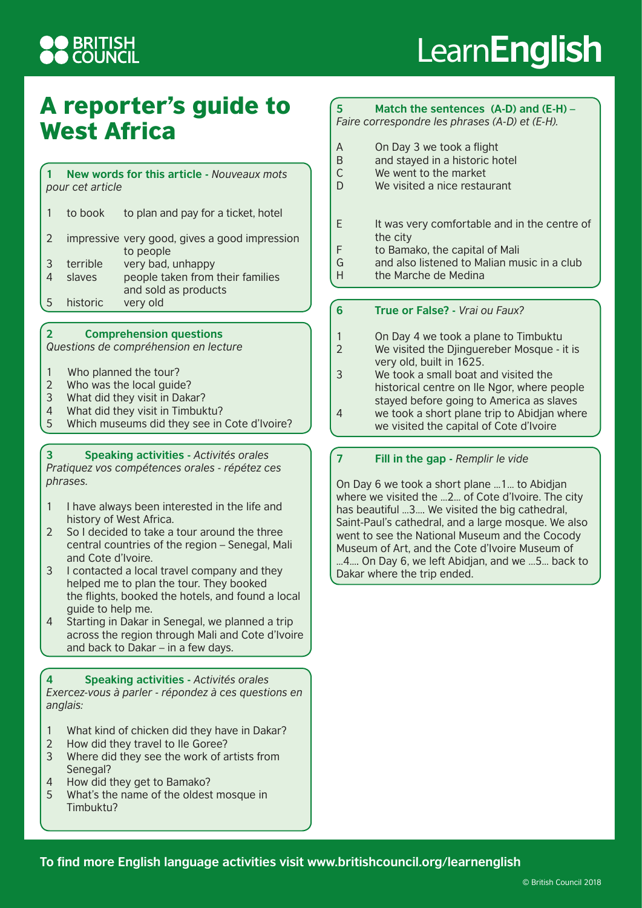BRITISH COUNCIL

LearnEnglish

# A reporter's guide to West Africa

## 1 New words for this article - *Nouveaux mots pour cet article*

1. to book — to plan and pay for a ticket, hotel
2. impressive — very good, gives a good impression to people
3. terrible — very bad, unhappy
4. slaves — people taken from their families and sold as products
5. historic — very old

## 2 Comprehension questions

*Questions de compréhension en lecture*

1. Who planned the tour?
2. Who was the local guide?
3. What did they visit in Dakar?
4. What did they visit in Timbuktu?
5. Which museums did they see in Cote d'Ivoire?

## 3 Speaking activities - *Activités orales*

*Pratiquez vos compétences orales - répétez ces phrases.*

1. I have always been interested in the life and history of West Africa.
2. So I decided to take a tour around the three central countries of the region – Senegal, Mali and Cote d'Ivoire.
3. I contacted a local travel company and they helped me to plan the tour. They booked the flights, booked the hotels, and found a local guide to help me.
4. Starting in Dakar in Senegal, we planned a trip across the region through Mali and Cote d'Ivoire and back to Dakar – in a few days.

## 4 Speaking activities - *Activités orales*

*Exercez-vous à parler - répondez à ces questions en anglais:*

1. What kind of chicken did they have in Dakar?
2. How did they travel to Ile Goree?
3. Where did they see the work of artists from Senegal?
4. How did they get to Bamako?
5. What's the name of the oldest mosque in Timbuktu?

## 5 Match the sentences (A-D) and (E-H) – *Faire correspondre les phrases (A-D) et (E-H).*

A. On Day 3 we took a flight
B. and stayed in a historic hotel
C. We went to the market
D. We visited a nice restaurant

E. It was very comfortable and in the centre of the city
F. to Bamako, the capital of Mali
G. and also listened to Malian music in a club
H. the Marche de Medina

## 6 True or False? - *Vrai ou Faux?*

1. On Day 4 we took a plane to Timbuktu
2. We visited the Djinguereber Mosque - it is very old, built in 1625.
3. We took a small boat and visited the historical centre on Ile Ngor, where people stayed before going to America as slaves
4. we took a short plane trip to Abidjan where we visited the capital of Cote d'Ivoire

## 7 Fill in the gap - *Remplir le vide*

On Day 6 we took a short plane ...1... to Abidjan where we visited the ...2... of Cote d'Ivoire. The city has beautiful ...3.... We visited the big cathedral, Saint-Paul's cathedral, and a large mosque. We also went to see the National Museum and the Cocody Museum of Art, and the Cote d'Ivoire Museum of ...4.... On Day 6, we left Abidjan, and we ...5... back to Dakar where the trip ended.

**To find more English language activities visit www.britishcouncil.org/learnenglish**

© British Council 2018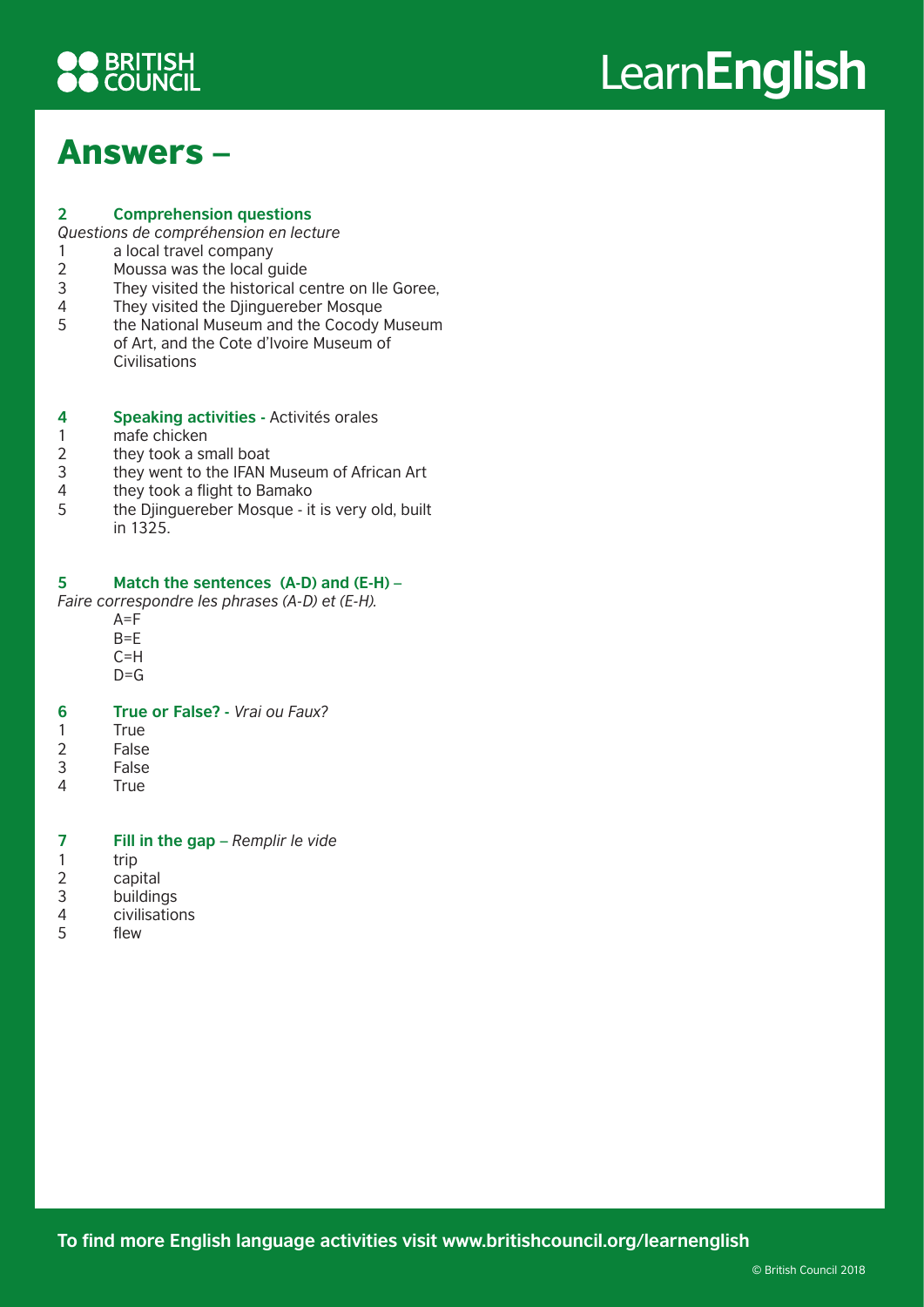# Answers –

**2 Comprehension questions**

*Questions de compréhension en lecture*

1. a local travel company
2. Moussa was the local guide
3. They visited the historical centre on Ile Goree,
4. They visited the Djinguereber Mosque
5. the National Museum and the Cocody Museum of Art, and the Cote d'Ivoire Museum of Civilisations

**4 Speaking activities -** Activités orales

1. mafe chicken
2. they took a small boat
3. they went to the IFAN Museum of African Art
4. they took a flight to Bamako
5. the Djinguereber Mosque - it is very old, built in 1325.

**5 Match the sentences (A-D) and (E-H) –**

*Faire correspondre les phrases (A-D) et (E-H).*

A=F
B=E
C=H
D=G

**6 True or False? -** *Vrai ou Faux?*

1. True
2. False
3. False
4. True

**7 Fill in the gap –** *Remplir le vide*

1. trip
2. capital
3. buildings
4. civilisations
5. flew

**To find more English language activities visit www.britishcouncil.org/learnenglish**

© British Council 2018